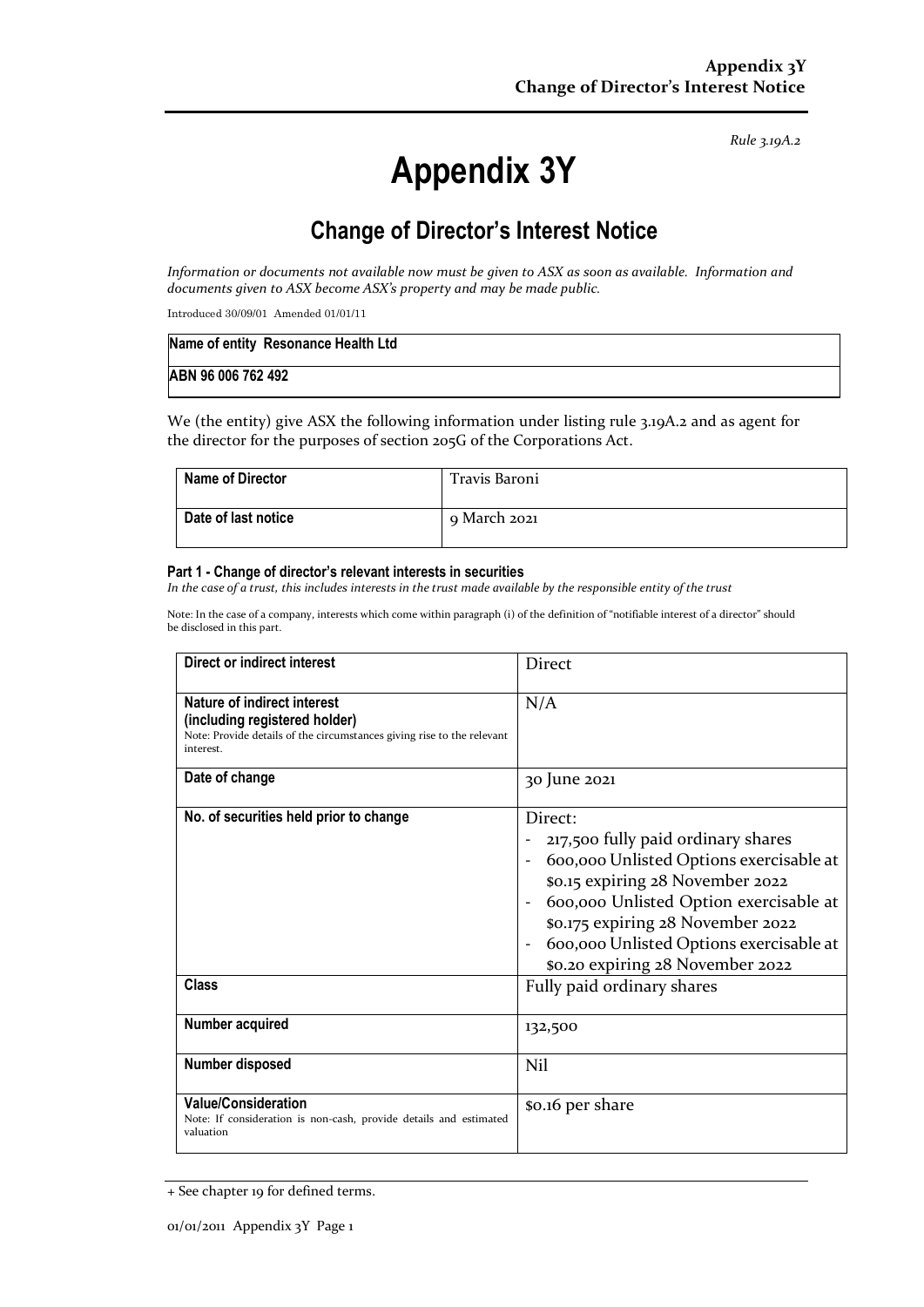**Appendix 3Y**
**Change of Director's Interest Notice**

*Rule 3.19A.2*

# Appendix 3Y

## Change of Director's Interest Notice

*Information or documents not available now must be given to ASX as soon as available. Information and documents given to ASX become ASX's property and may be made public.*

Introduced 30/09/01 Amended 01/01/11

| Name of entity Resonance Health Ltd |
|---|
| ABN 96 006 762 492 |

We (the entity) give ASX the following information under listing rule 3.19A.2 and as agent for the director for the purposes of section 205G of the Corporations Act.

| Name of Director | Travis Baroni |
|---|---|
| Date of last notice | 9 March 2021 |

#### Part 1 - Change of director's relevant interests in securities

*In the case of a trust, this includes interests in the trust made available by the responsible entity of the trust*

Note: In the case of a company, interests which come within paragraph (i) of the definition of "notifiable interest of a director" should be disclosed in this part.

| Direct or indirect interest | Direct |
|---|---|
| **Nature of indirect interest (including registered holder)**<br>Note: Provide details of the circumstances giving rise to the relevant interest. | N/A |
| **Date of change** | 30 June 2021 |
| **No. of securities held prior to change** | Direct:<br>- 217,500 fully paid ordinary shares<br>- 600,000 Unlisted Options exercisable at $0.15 expiring 28 November 2022<br>- 600,000 Unlisted Option exercisable at $0.175 expiring 28 November 2022<br>- 600,000 Unlisted Options exercisable at $0.20 expiring 28 November 2022 |
| **Class** | Fully paid ordinary shares |
| **Number acquired** | 132,500 |
| **Number disposed** | Nil |
| **Value/Consideration**<br>Note: If consideration is non-cash, provide details and estimated valuation | $0.16 per share |

+ See chapter 19 for defined terms.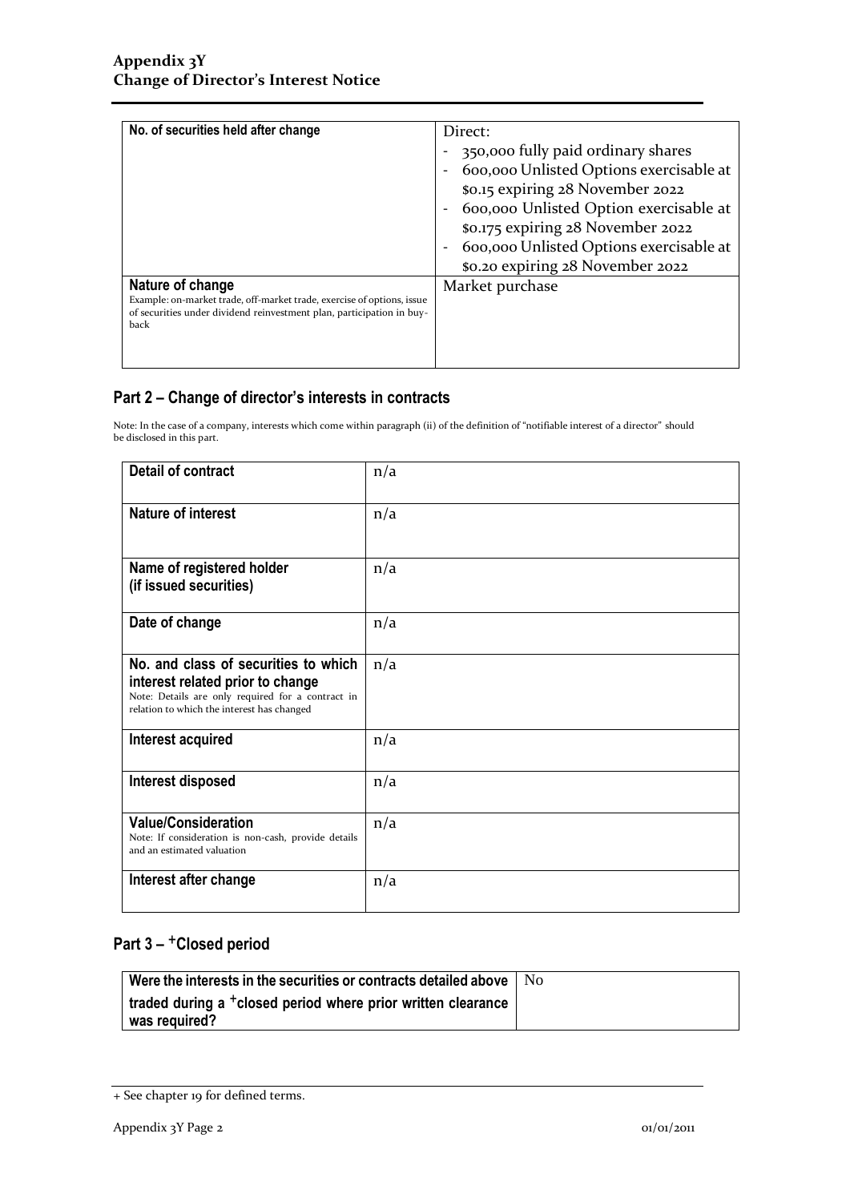| No. of securities held after change | Direct:<br>- 350,000 fully paid ordinary shares<br>- 600,000 Unlisted Options exercisable at \$0.15 expiring 28 November 2022<br>- 600,000 Unlisted Option exercisable at \$0.175 expiring 28 November 2022<br>- 600,000 Unlisted Options exercisable at \$0.20 expiring 28 November 2022 |
|---|---|
| **Nature of change**<br>Example: on-market trade, off-market trade, exercise of options, issue of securities under dividend reinvestment plan, participation in buy-back | Market purchase |

## Part 2 – Change of director's interests in contracts

Note: In the case of a company, interests which come within paragraph (ii) of the definition of "notifiable interest of a director" should be disclosed in this part.

| Detail of contract | n/a |
|---|---|
| **Nature of interest** | n/a |
| **Name of registered holder (if issued securities)** | n/a |
| **Date of change** | n/a |
| **No. and class of securities to which interest related prior to change**<br>Note: Details are only required for a contract in relation to which the interest has changed | n/a |
| **Interest acquired** | n/a |
| **Interest disposed** | n/a |
| **Value/Consideration**<br>Note: If consideration is non-cash, provide details and an estimated valuation | n/a |
| **Interest after change** | n/a |

## Part 3 – +Closed period

| Were the interests in the securities or contracts detailed above traded during a +closed period where prior written clearance was required? | No |
|---|---|

+ See chapter 19 for defined terms.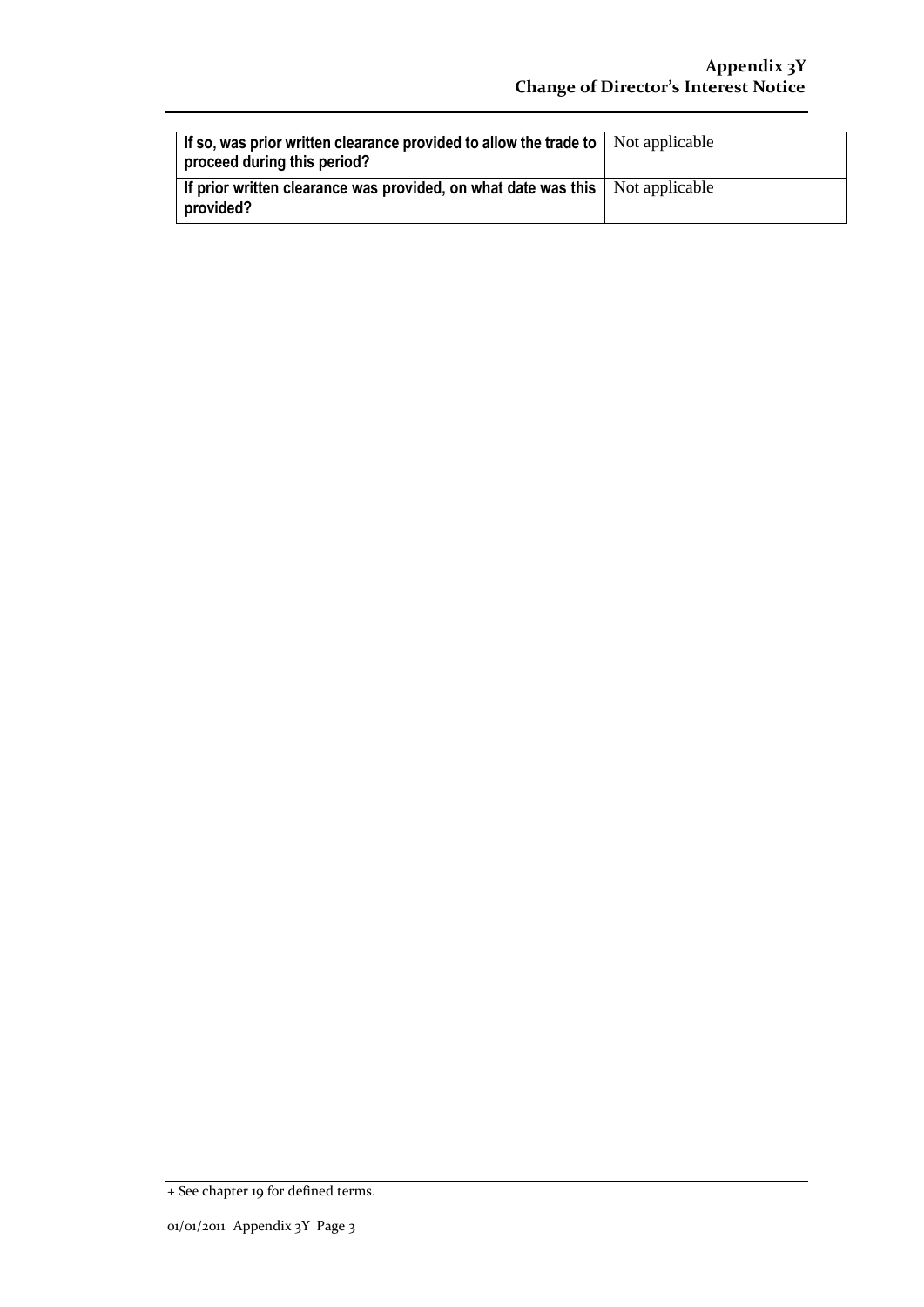| | |
|---|---|
| **If so, was prior written clearance provided to allow the trade to proceed during this period?** | Not applicable |
| **If prior written clearance was provided, on what date was this provided?** | Not applicable |

+ See chapter 19 for defined terms.